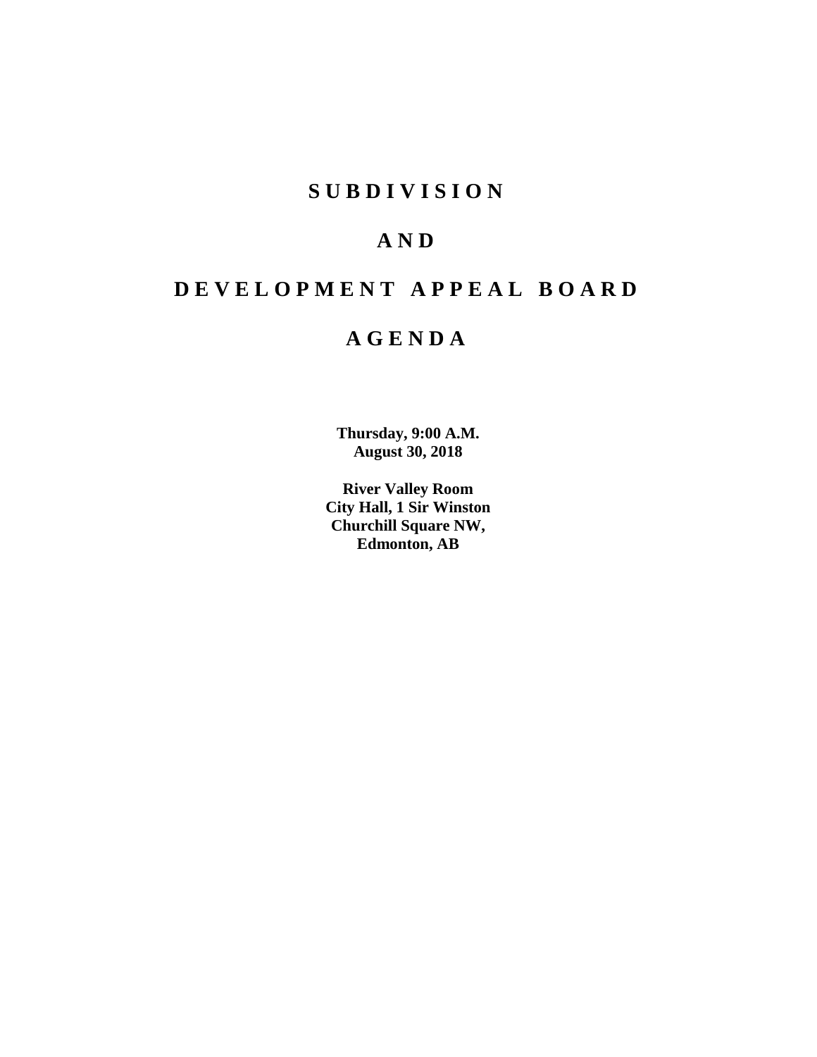# SUBDIVISION

# AND

# DEVELOPMENT APPEAL BOARD

# AGENDA

**Thursday, 9:00 A.M.**
**August 30, 2018**

**River Valley Room**
**City Hall, 1 Sir Winston**
**Churchill Square NW,**
**Edmonton, AB**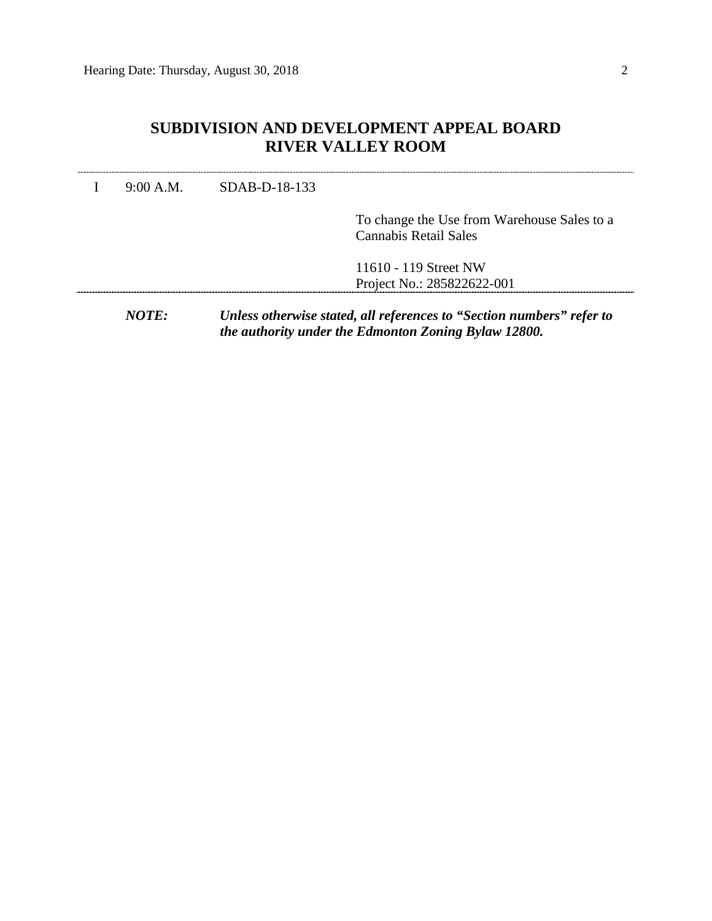## SUBDIVISION AND DEVELOPMENT APPEAL BOARD
## RIVER VALLEY ROOM

---

I &nbsp;&nbsp; 9:00 A.M. &nbsp;&nbsp; SDAB-D-18-133

To change the Use from Warehouse Sales to a Cannabis Retail Sales

11610 - 119 Street NW
Project No.: 285822622-001

---

***NOTE:*** ***Unless otherwise stated, all references to "Section numbers" refer to the authority under the Edmonton Zoning Bylaw 12800.***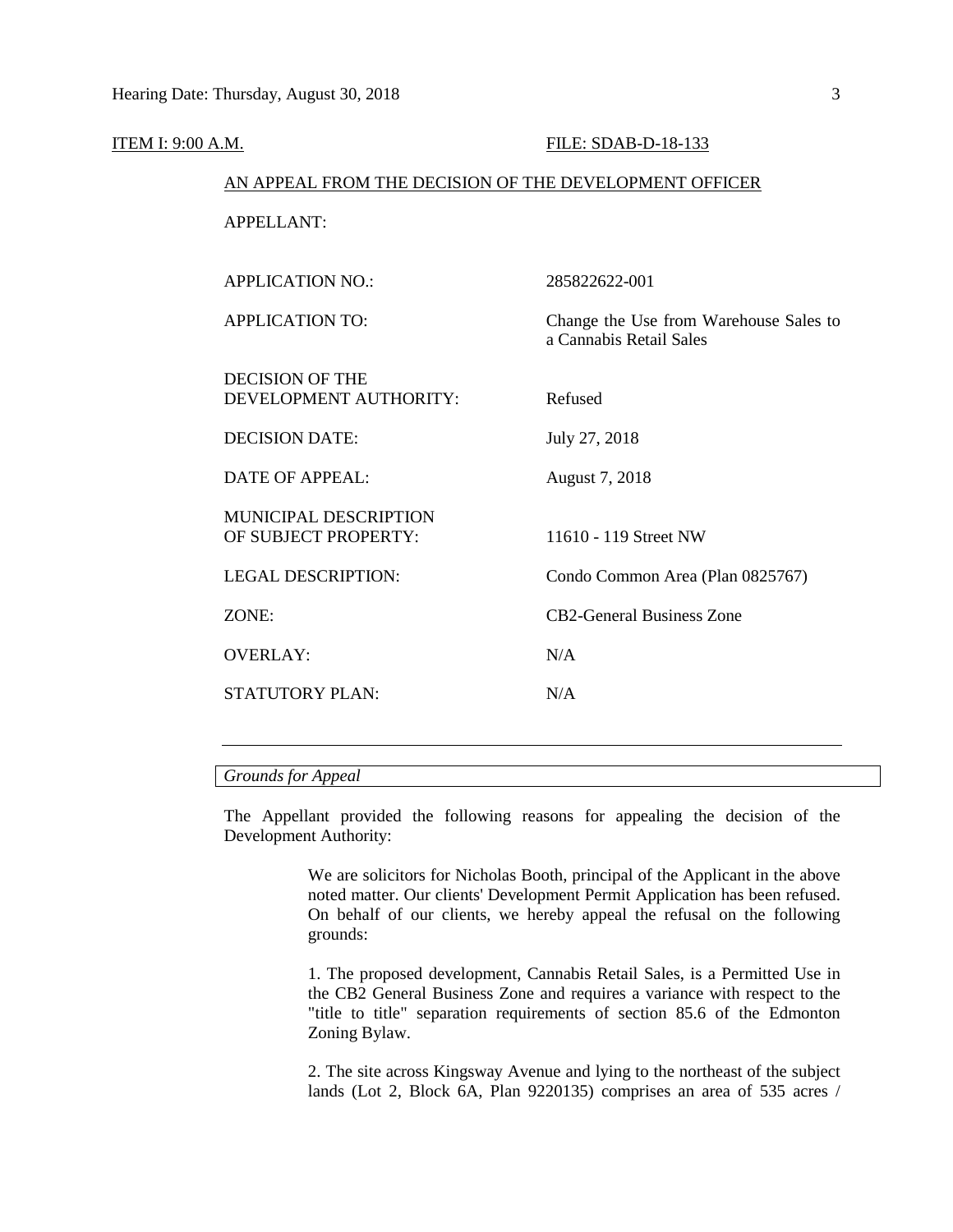ITEM I: 9:00 A.M. FILE: SDAB-D-18-133

AN APPEAL FROM THE DECISION OF THE DEVELOPMENT OFFICER

APPELLANT:

| | |
|---|---|
| APPLICATION NO.: | 285822622-001 |
| APPLICATION TO: | Change the Use from Warehouse Sales to a Cannabis Retail Sales |
| DECISION OF THE DEVELOPMENT AUTHORITY: | Refused |
| DECISION DATE: | July 27, 2018 |
| DATE OF APPEAL: | August 7, 2018 |
| MUNICIPAL DESCRIPTION OF SUBJECT PROPERTY: | 11610 - 119 Street NW |
| LEGAL DESCRIPTION: | Condo Common Area (Plan 0825767) |
| ZONE: | CB2-General Business Zone |
| OVERLAY: | N/A |
| STATUTORY PLAN: | N/A |

---

*Grounds for Appeal*

The Appellant provided the following reasons for appealing the decision of the Development Authority:

> We are solicitors for Nicholas Booth, principal of the Applicant in the above noted matter. Our clients' Development Permit Application has been refused. On behalf of our clients, we hereby appeal the refusal on the following grounds:
>
> 1. The proposed development, Cannabis Retail Sales, is a Permitted Use in the CB2 General Business Zone and requires a variance with respect to the "title to title" separation requirements of section 85.6 of the Edmonton Zoning Bylaw.
>
> 2. The site across Kingsway Avenue and lying to the northeast of the subject lands (Lot 2, Block 6A, Plan 9220135) comprises an area of 535 acres /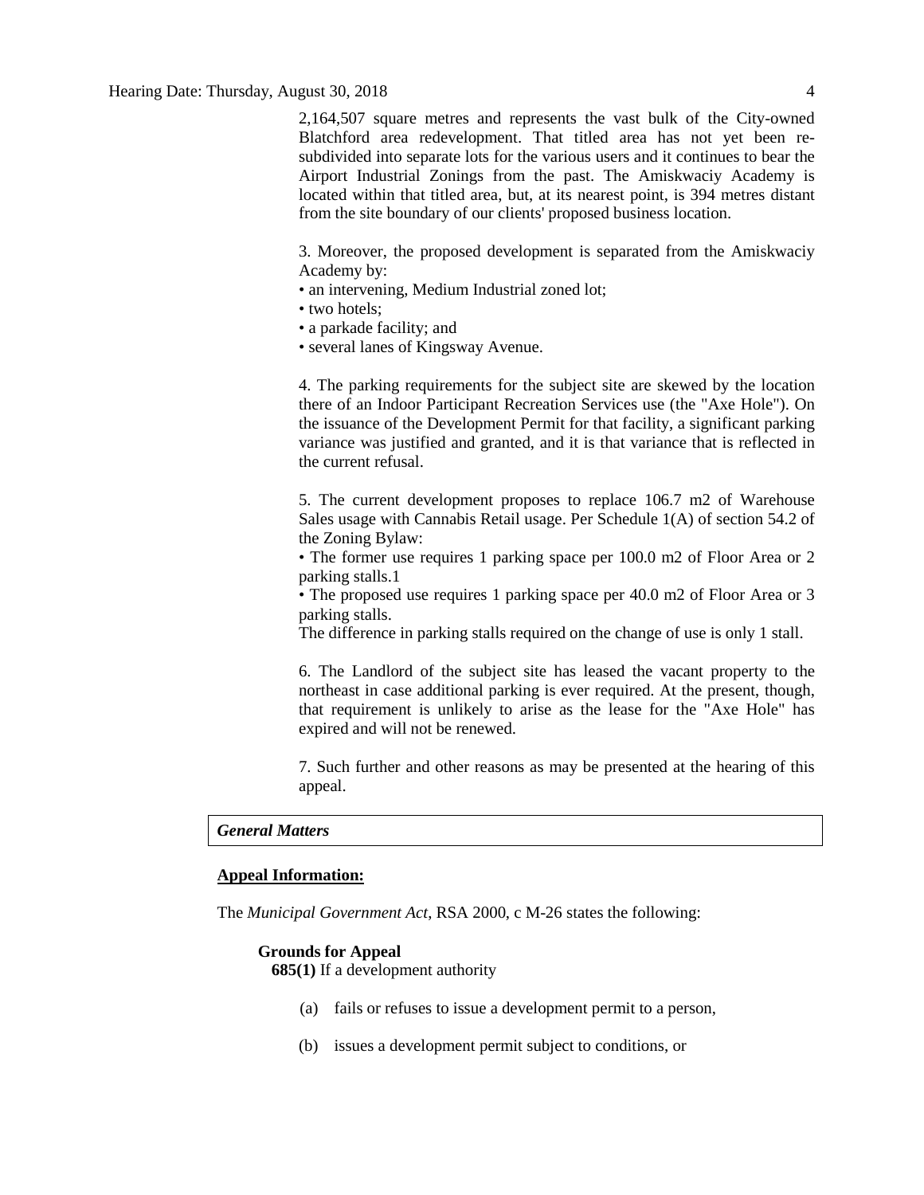2,164,507 square metres and represents the vast bulk of the City-owned Blatchford area redevelopment. That titled area has not yet been re-subdivided into separate lots for the various users and it continues to bear the Airport Industrial Zonings from the past. The Amiskwaciy Academy is located within that titled area, but, at its nearest point, is 394 metres distant from the site boundary of our clients' proposed business location.

3. Moreover, the proposed development is separated from the Amiskwaciy Academy by:
- an intervening, Medium Industrial zoned lot;
- two hotels;
- a parkade facility; and
- several lanes of Kingsway Avenue.

4. The parking requirements for the subject site are skewed by the location there of an Indoor Participant Recreation Services use (the "Axe Hole"). On the issuance of the Development Permit for that facility, a significant parking variance was justified and granted, and it is that variance that is reflected in the current refusal.

5. The current development proposes to replace 106.7 m2 of Warehouse Sales usage with Cannabis Retail usage. Per Schedule 1(A) of section 54.2 of the Zoning Bylaw:
- The former use requires 1 parking space per 100.0 m2 of Floor Area or 2 parking stalls.[1]
- The proposed use requires 1 parking space per 40.0 m2 of Floor Area or 3 parking stalls.

The difference in parking stalls required on the change of use is only 1 stall.

6. The Landlord of the subject site has leased the vacant property to the northeast in case additional parking is ever required. At the present, though, that requirement is unlikely to arise as the lease for the "Axe Hole" has expired and will not be renewed.

7. Such further and other reasons as may be presented at the hearing of this appeal.

### *General Matters*

**Appeal Information:**

The *Municipal Government Act*, RSA 2000, c M-26 states the following:

**Grounds for Appeal**

**685(1)** If a development authority

(a) fails or refuses to issue a development permit to a person,

(b) issues a development permit subject to conditions, or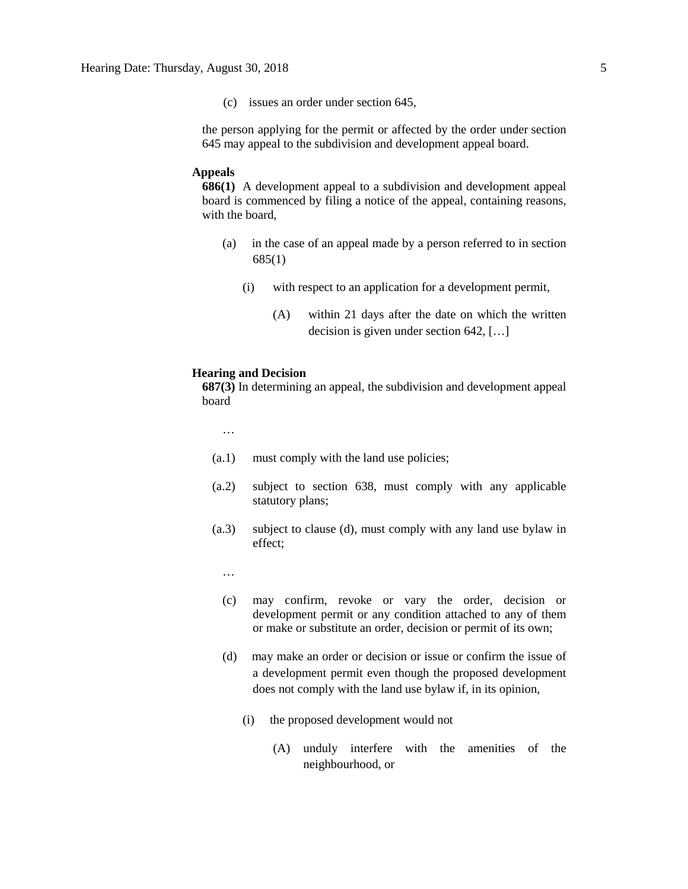(c) issues an order under section 645,

the person applying for the permit or affected by the order under section 645 may appeal to the subdivision and development appeal board.

**Appeals**

**686(1)** A development appeal to a subdivision and development appeal board is commenced by filing a notice of the appeal, containing reasons, with the board,

(a) in the case of an appeal made by a person referred to in section 685(1)

(i) with respect to an application for a development permit,

(A) within 21 days after the date on which the written decision is given under section 642, […]

**Hearing and Decision**

**687(3)** In determining an appeal, the subdivision and development appeal board

…

(a.1) must comply with the land use policies;

(a.2) subject to section 638, must comply with any applicable statutory plans;

(a.3) subject to clause (d), must comply with any land use bylaw in effect;

…

(c) may confirm, revoke or vary the order, decision or development permit or any condition attached to any of them or make or substitute an order, decision or permit of its own;

(d) may make an order or decision or issue or confirm the issue of a development permit even though the proposed development does not comply with the land use bylaw if, in its opinion,

(i) the proposed development would not

(A) unduly interfere with the amenities of the neighbourhood, or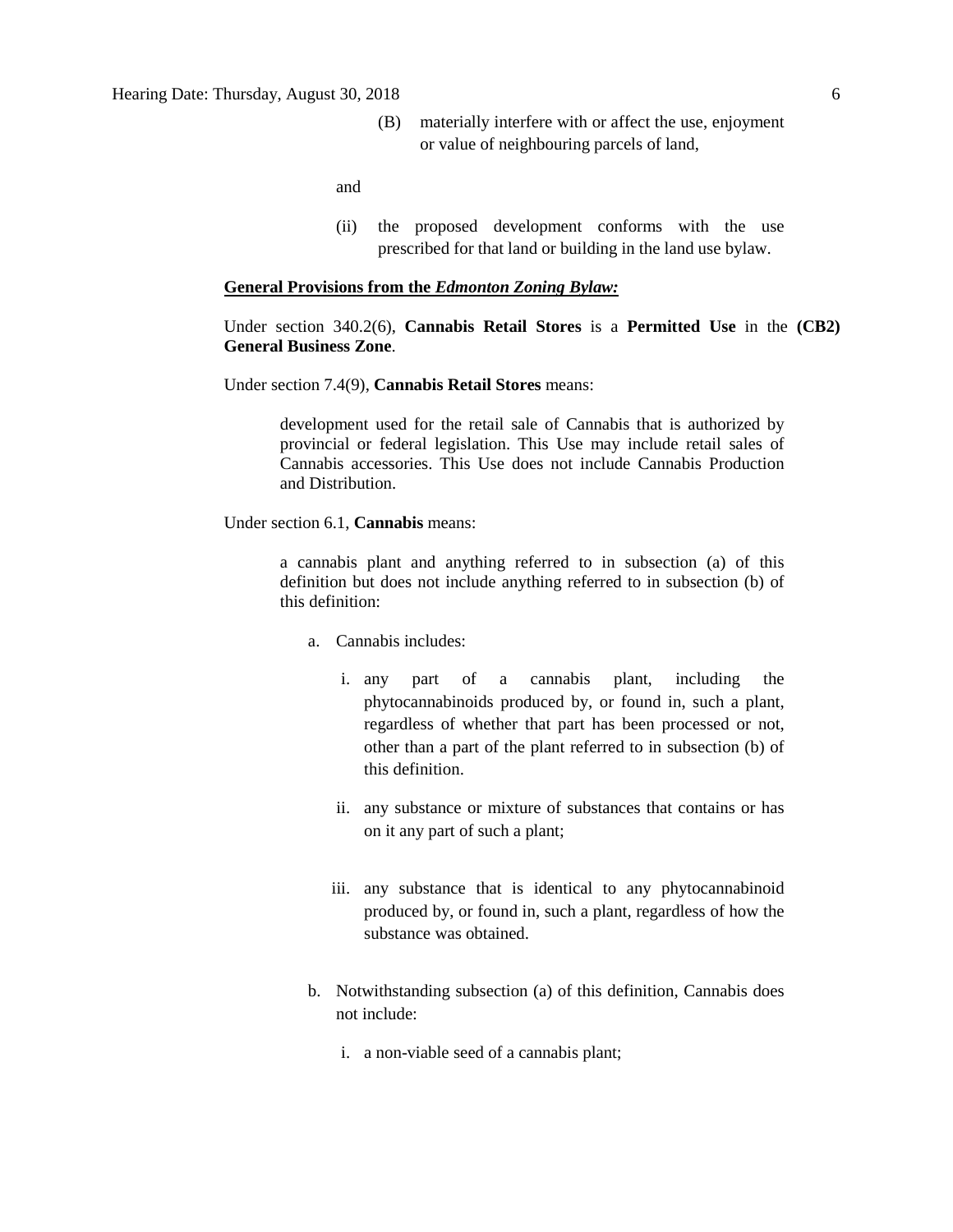(B) materially interfere with or affect the use, enjoyment or value of neighbouring parcels of land,

and

(ii) the proposed development conforms with the use prescribed for that land or building in the land use bylaw.

**General Provisions from the *Edmonton Zoning Bylaw:***

Under section 340.2(6), **Cannabis Retail Stores** is a **Permitted Use** in the **(CB2) General Business Zone**.

Under section 7.4(9), **Cannabis Retail Stores** means:

> development used for the retail sale of Cannabis that is authorized by provincial or federal legislation. This Use may include retail sales of Cannabis accessories. This Use does not include Cannabis Production and Distribution.

Under section 6.1, **Cannabis** means:

> a cannabis plant and anything referred to in subsection (a) of this definition but does not include anything referred to in subsection (b) of this definition:
>
> a. Cannabis includes:
>
> i. any part of a cannabis plant, including the phytocannabinoids produced by, or found in, such a plant, regardless of whether that part has been processed or not, other than a part of the plant referred to in subsection (b) of this definition.
>
> ii. any substance or mixture of substances that contains or has on it any part of such a plant;
>
> iii. any substance that is identical to any phytocannabinoid produced by, or found in, such a plant, regardless of how the substance was obtained.
>
> b. Notwithstanding subsection (a) of this definition, Cannabis does not include:
>
> i. a non-viable seed of a cannabis plant;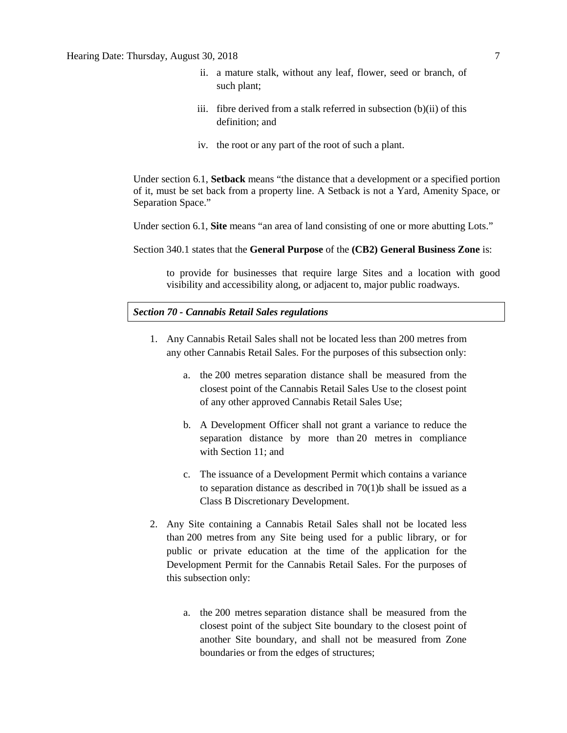ii. a mature stalk, without any leaf, flower, seed or branch, of such plant;

   iii. fibre derived from a stalk referred in subsection (b)(ii) of this definition; and

   iv. the root or any part of the root of such a plant.

Under section 6.1, **Setback** means "the distance that a development or a specified portion of it, must be set back from a property line. A Setback is not a Yard, Amenity Space, or Separation Space."

Under section 6.1, **Site** means "an area of land consisting of one or more abutting Lots."

Section 340.1 states that the **General Purpose** of the **(CB2) General Business Zone** is:

> to provide for businesses that require large Sites and a location with good visibility and accessibility along, or adjacent to, major public roadways.

***Section 70 - Cannabis Retail Sales regulations***

1. Any Cannabis Retail Sales shall not be located less than 200 metres from any other Cannabis Retail Sales. For the purposes of this subsection only:

   a. the 200 metres separation distance shall be measured from the closest point of the Cannabis Retail Sales Use to the closest point of any other approved Cannabis Retail Sales Use;

   b. A Development Officer shall not grant a variance to reduce the separation distance by more than 20 metres in compliance with Section 11; and

   c. The issuance of a Development Permit which contains a variance to separation distance as described in 70(1)b shall be issued as a Class B Discretionary Development.

2. Any Site containing a Cannabis Retail Sales shall not be located less than 200 metres from any Site being used for a public library, or for public or private education at the time of the application for the Development Permit for the Cannabis Retail Sales. For the purposes of this subsection only:

   a. the 200 metres separation distance shall be measured from the closest point of the subject Site boundary to the closest point of another Site boundary, and shall not be measured from Zone boundaries or from the edges of structures;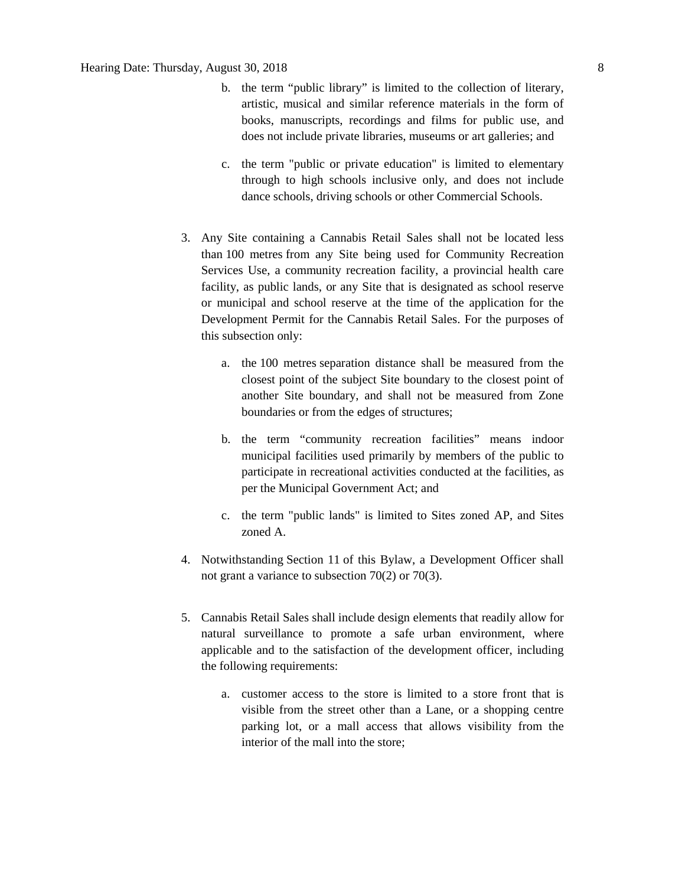b. the term “public library” is limited to the collection of literary, artistic, musical and similar reference materials in the form of books, manuscripts, recordings and films for public use, and does not include private libraries, museums or art galleries; and

   c. the term "public or private education" is limited to elementary through to high schools inclusive only, and does not include dance schools, driving schools or other Commercial Schools.

3. Any Site containing a Cannabis Retail Sales shall not be located less than 100 metres from any Site being used for Community Recreation Services Use, a community recreation facility, a provincial health care facility, as public lands, or any Site that is designated as school reserve or municipal and school reserve at the time of the application for the Development Permit for the Cannabis Retail Sales. For the purposes of this subsection only:

   a. the 100 metres separation distance shall be measured from the closest point of the subject Site boundary to the closest point of another Site boundary, and shall not be measured from Zone boundaries or from the edges of structures;

   b. the term “community recreation facilities” means indoor municipal facilities used primarily by members of the public to participate in recreational activities conducted at the facilities, as per the Municipal Government Act; and

   c. the term "public lands" is limited to Sites zoned AP, and Sites zoned A.

4. Notwithstanding Section 11 of this Bylaw, a Development Officer shall not grant a variance to subsection 70(2) or 70(3).

5. Cannabis Retail Sales shall include design elements that readily allow for natural surveillance to promote a safe urban environment, where applicable and to the satisfaction of the development officer, including the following requirements:

   a. customer access to the store is limited to a store front that is visible from the street other than a Lane, or a shopping centre parking lot, or a mall access that allows visibility from the interior of the mall into the store;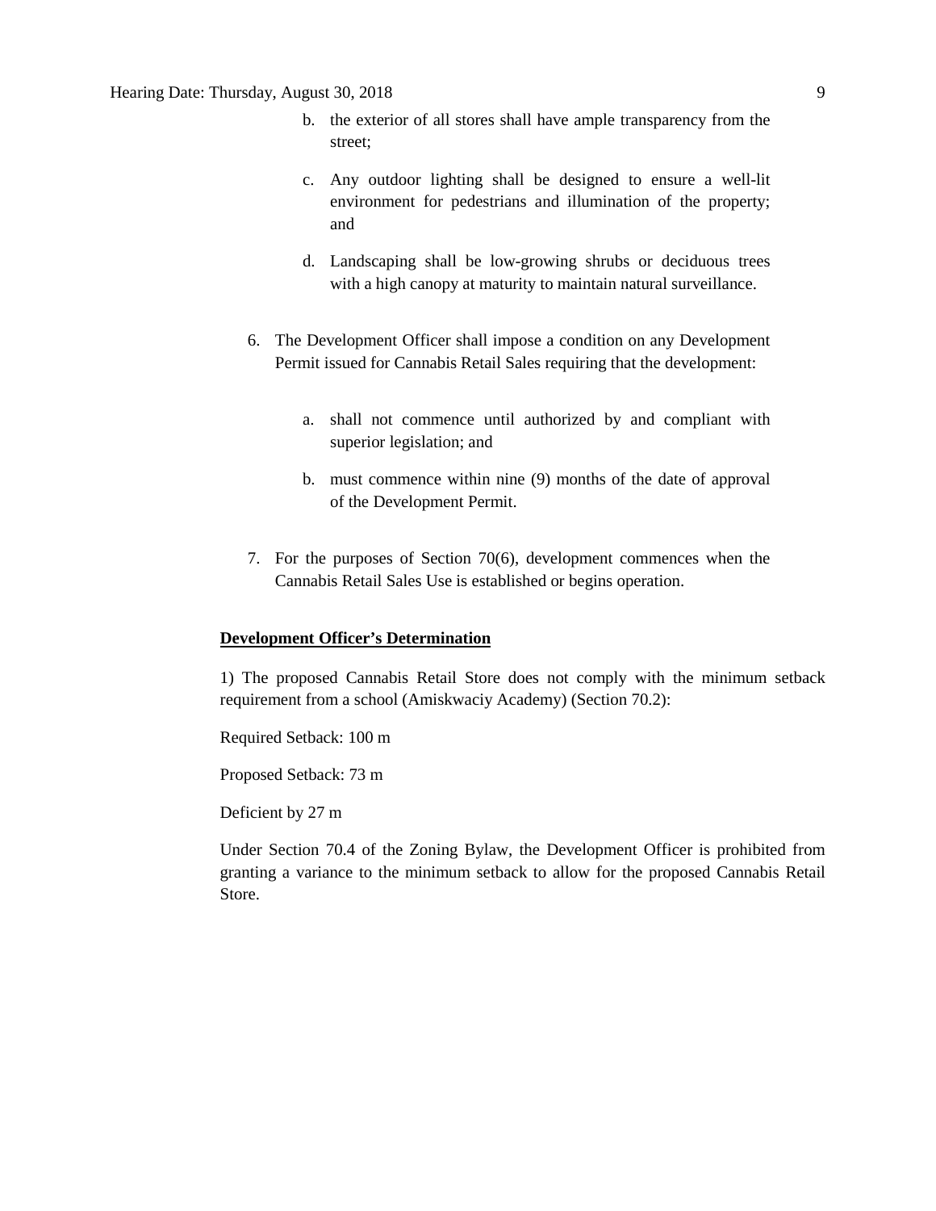b. the exterior of all stores shall have ample transparency from the street;

c. Any outdoor lighting shall be designed to ensure a well-lit environment for pedestrians and illumination of the property; and

d. Landscaping shall be low-growing shrubs or deciduous trees with a high canopy at maturity to maintain natural surveillance.

6. The Development Officer shall impose a condition on any Development Permit issued for Cannabis Retail Sales requiring that the development:

   a. shall not commence until authorized by and compliant with superior legislation; and

   b. must commence within nine (9) months of the date of approval of the Development Permit.

7. For the purposes of Section 70(6), development commences when the Cannabis Retail Sales Use is established or begins operation.

**Development Officer's Determination**

1) The proposed Cannabis Retail Store does not comply with the minimum setback requirement from a school (Amiskwaciy Academy) (Section 70.2):

Required Setback: 100 m

Proposed Setback: 73 m

Deficient by 27 m

Under Section 70.4 of the Zoning Bylaw, the Development Officer is prohibited from granting a variance to the minimum setback to allow for the proposed Cannabis Retail Store.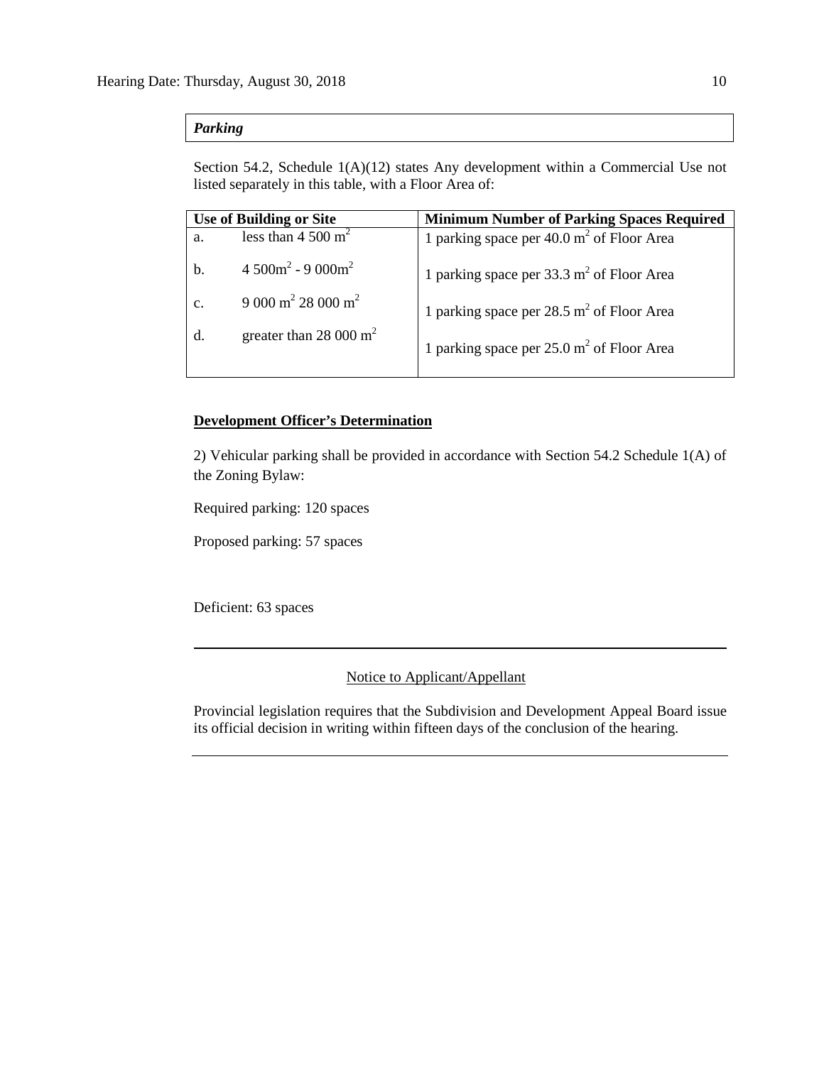***Parking***

Section 54.2, Schedule 1(A)(12) states Any development within a Commercial Use not listed separately in this table, with a Floor Area of:

| Use of Building or Site | | Minimum Number of Parking Spaces Required |
|---|---|---|
| a. | less than 4 500 $m^2$ | 1 parking space per 40.0 $m^2$ of Floor Area |
| b. | 4 500$m^2$ - 9 000$m^2$ | 1 parking space per 33.3 $m^2$ of Floor Area |
| c. | 9 000 $m^2$ 28 000 $m^2$ | 1 parking space per 28.5 $m^2$ of Floor Area |
| d. | greater than 28 000 $m^2$ | 1 parking space per 25.0 $m^2$ of Floor Area |

**Development Officer's Determination**

2) Vehicular parking shall be provided in accordance with Section 54.2 Schedule 1(A) of the Zoning Bylaw:

Required parking: 120 spaces

Proposed parking: 57 spaces

Deficient: 63 spaces

---

Notice to Applicant/Appellant

Provincial legislation requires that the Subdivision and Development Appeal Board issue its official decision in writing within fifteen days of the conclusion of the hearing.

---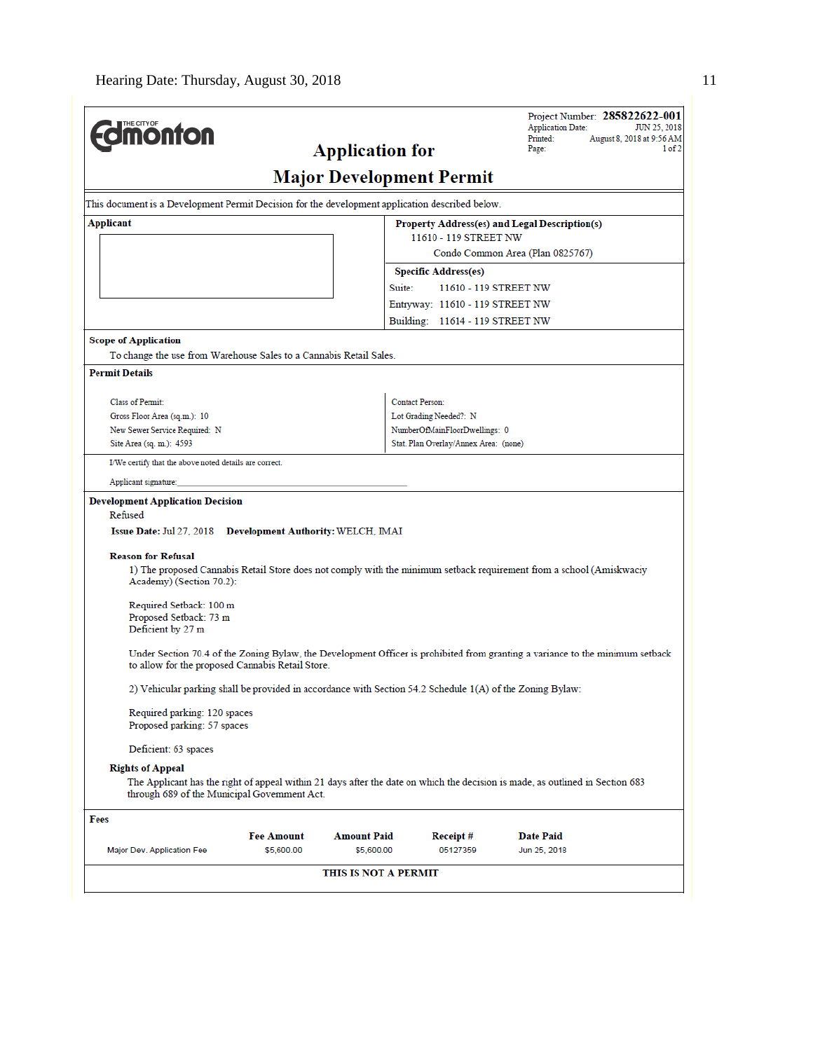THE CITY OF Edmonton

# Application for Major Development Permit

Project Number: **285822622-001**
Application Date: JUN 25, 2018
Printed: August 8, 2018 at 9:56 AM
Page: 1 of 2

This document is a Development Permit Decision for the development application described below.

| Applicant | Property Address(es) and Legal Description(s) |
|---|---|
| | 11610 - 119 STREET NW<br>Condo Common Area (Plan 0825767) |
| | **Specific Address(es)**<br>Suite: 11610 - 119 STREET NW<br>Entryway: 11610 - 119 STREET NW<br>Building: 11614 - 119 STREET NW |

**Scope of Application**

To change the use from Warehouse Sales to a Cannabis Retail Sales.

**Permit Details**

| | |
|---|---|
| Class of Permit: | Contact Person: |
| Gross Floor Area (sq.m.): 10 | Lot Grading Needed?: N |
| New Sewer Service Required: N | NumberOfMainFloorDwellings: 0 |
| Site Area (sq. m.): 4593 | Stat. Plan Overlay/Annex Area: (none) |

I/We certify that the above noted details are correct.

Applicant signature:_______________________________________________

**Development Application Decision**

Refused

**Issue Date:** Jul 27, 2018 **Development Authority:** WELCH, IMAI

**Reason for Refusal**

1) The proposed Cannabis Retail Store does not comply with the minimum setback requirement from a school (Amiskwaciy Academy) (Section 70.2):

Required Setback: 100 m
Proposed Setback: 73 m
Deficient by 27 m

Under Section 70.4 of the Zoning Bylaw, the Development Officer is prohibited from granting a variance to the minimum setback to allow for the proposed Cannabis Retail Store.

2) Vehicular parking shall be provided in accordance with Section 54.2 Schedule 1(A) of the Zoning Bylaw:

Required parking: 120 spaces
Proposed parking: 57 spaces

Deficient: 63 spaces

**Rights of Appeal**

The Applicant has the right of appeal within 21 days after the date on which the decision is made, as outlined in Section 683 through 689 of the Municipal Government Act.

**Fees**

| | Fee Amount | Amount Paid | Receipt # | Date Paid |
|---|---|---|---|---|
| Major Dev. Application Fee | $5,600.00 | $5,600.00 | 05127359 | Jun 25, 2018 |

**THIS IS NOT A PERMIT**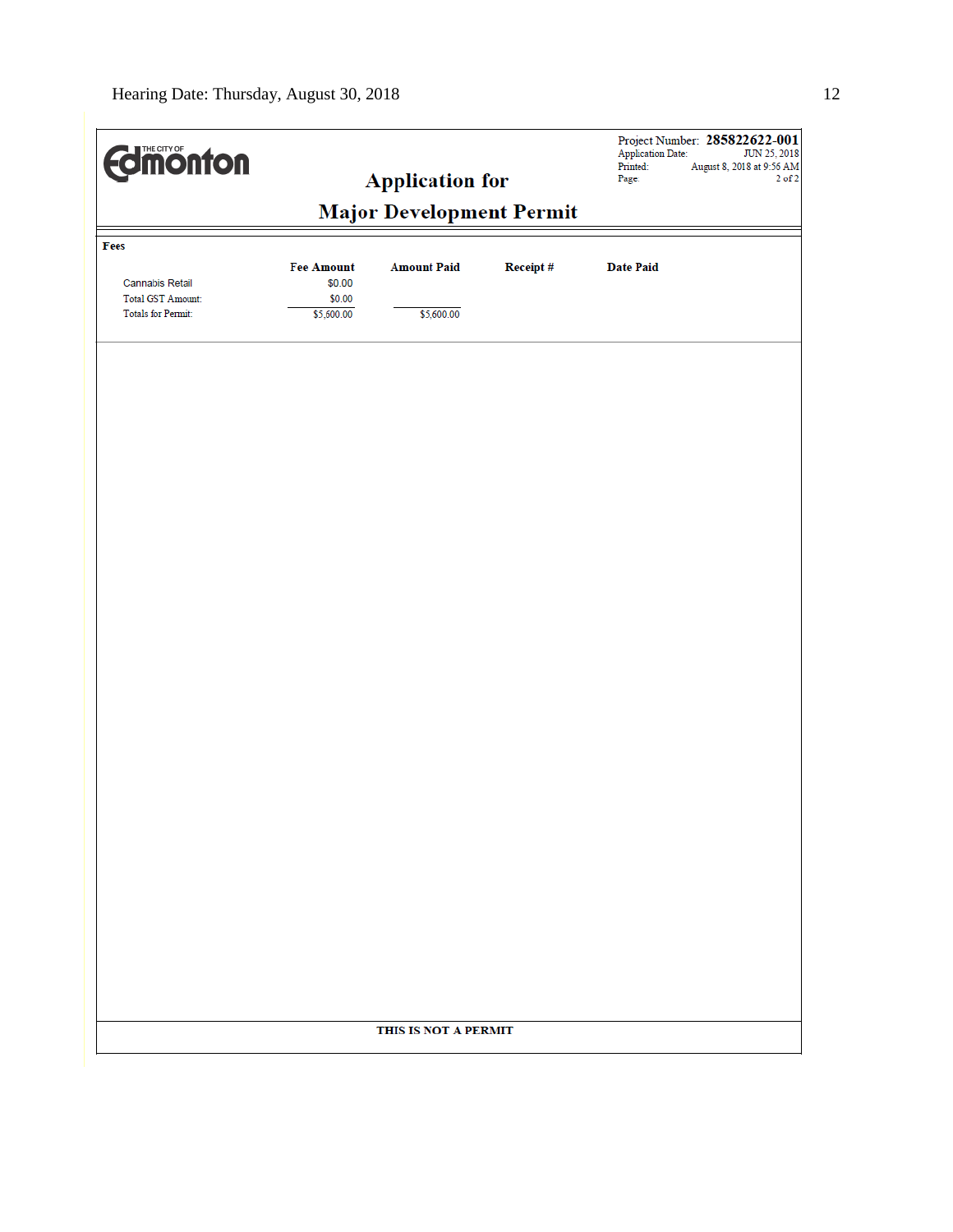THE CITY OF Edmonton

# Application for Major Development Permit

Project Number: **285822622-001**
Application Date: JUN 25, 2018
Printed: August 8, 2018 at 9:56 AM
Page: 2 of 2

**Fees**

| | Fee Amount | Amount Paid | Receipt # | Date Paid |
|---|---|---|---|---|
| Cannabis Retail | $0.00 | | | |
| Total GST Amount: | $0.00 | | | |
| Totals for Permit: | $5,600.00 | $5,600.00 | | |

**THIS IS NOT A PERMIT**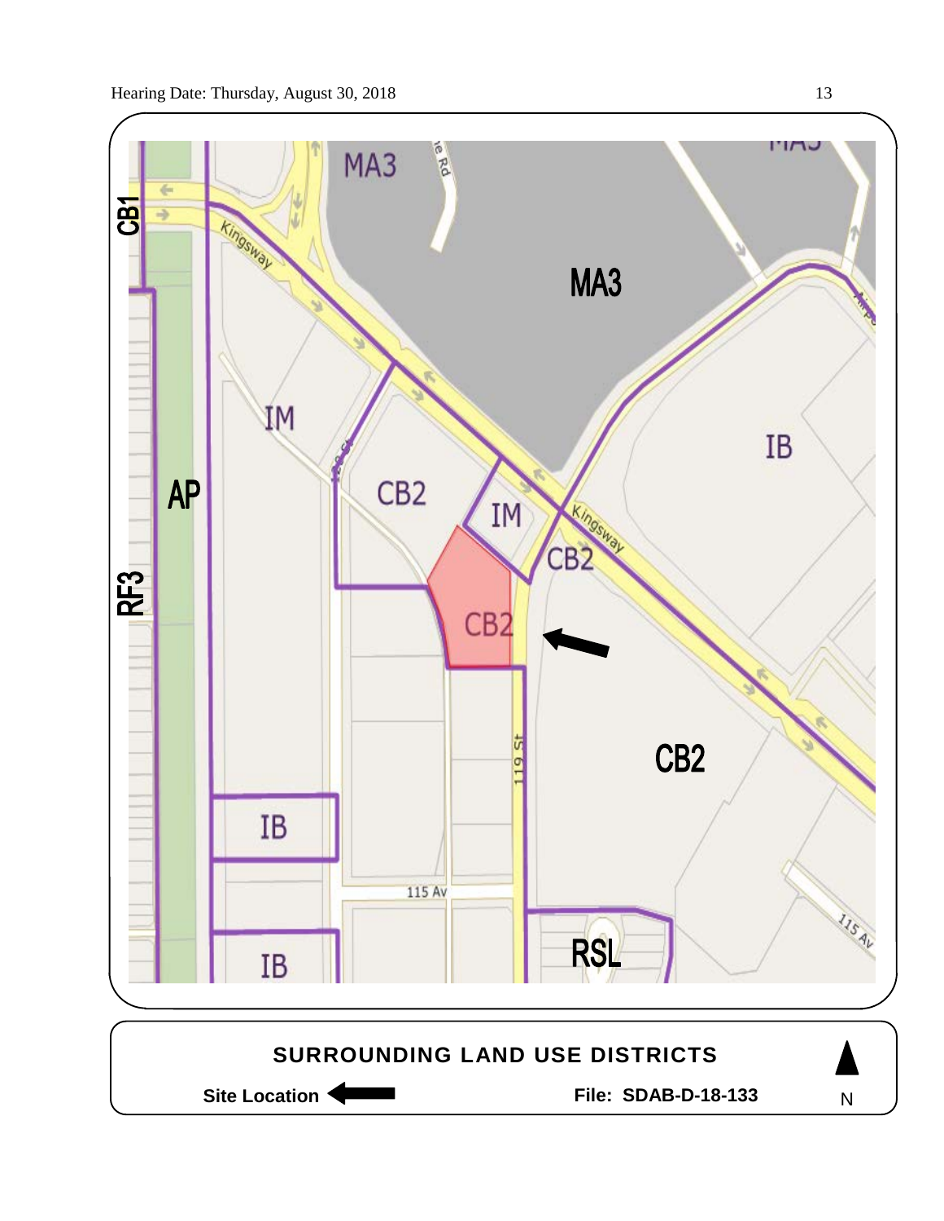MA3

MA3

Kingsway

IM

CB2

IB

AP

IM

Kingsway

CB2

RF3

CB2

CB1

119 St

CB2

IB

115 Av

115 Av

IB

RSL

**SURROUNDING LAND USE DISTRICTS**

**Site Location** ⟵

**File: SDAB-D-18-133**

N